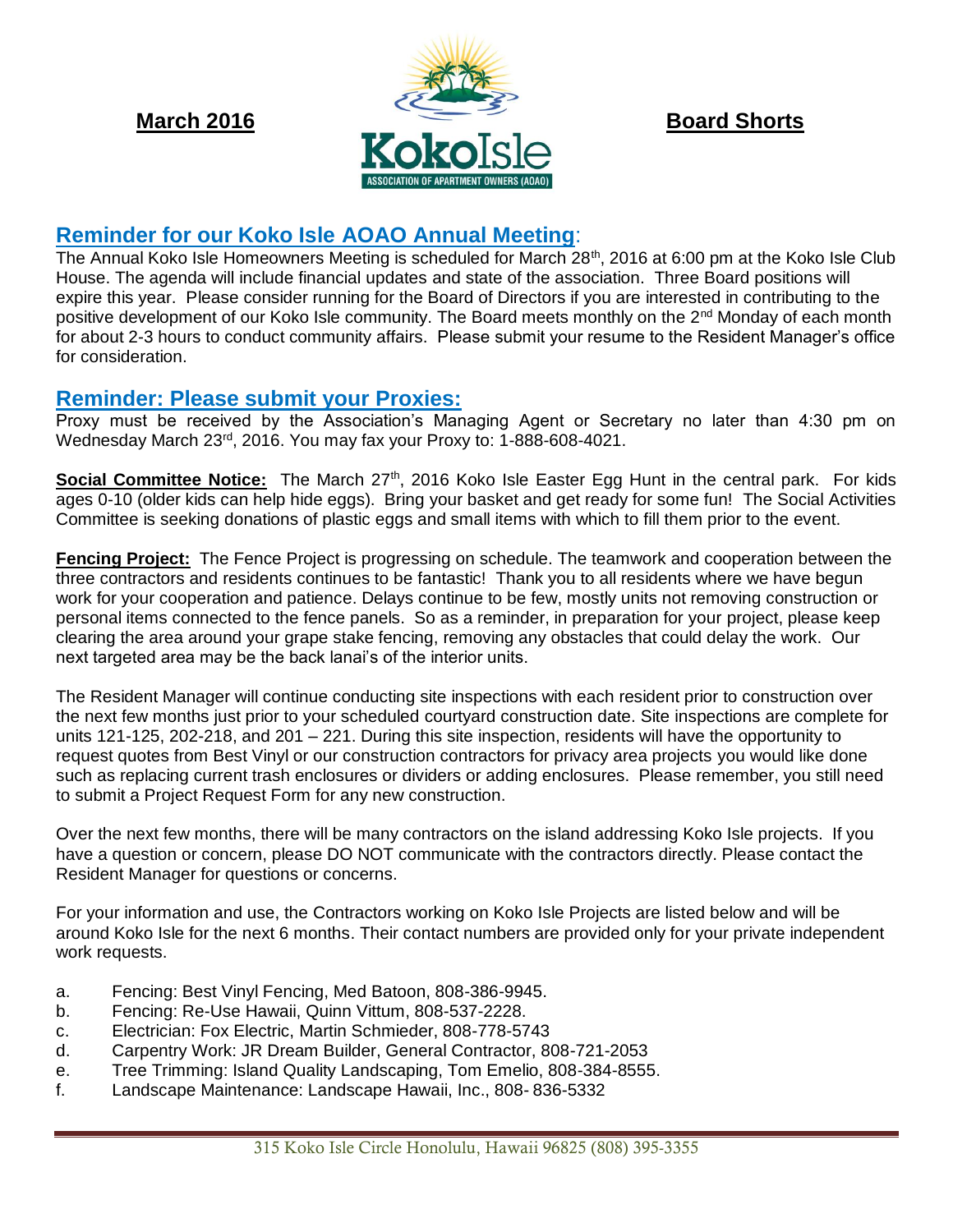**March 2016** **Board Shorts**

KokoIsle
ASSOCIATION OF APARTMENT OWNERS (AOAO)

## Reminder for our Koko Isle AOAO Annual Meeting:

The Annual Koko Isle Homeowners Meeting is scheduled for March 28th, 2016 at 6:00 pm at the Koko Isle Club House. The agenda will include financial updates and state of the association. Three Board positions will expire this year. Please consider running for the Board of Directors if you are interested in contributing to the positive development of our Koko Isle community. The Board meets monthly on the 2nd Monday of each month for about 2-3 hours to conduct community affairs. Please submit your resume to the Resident Manager's office for consideration.

## Reminder: Please submit your Proxies:

Proxy must be received by the Association's Managing Agent or Secretary no later than 4:30 pm on Wednesday March 23rd, 2016. You may fax your Proxy to: 1-888-608-4021.

**Social Committee Notice:** The March 27th, 2016 Koko Isle Easter Egg Hunt in the central park. For kids ages 0-10 (older kids can help hide eggs). Bring your basket and get ready for some fun! The Social Activities Committee is seeking donations of plastic eggs and small items with which to fill them prior to the event.

**Fencing Project:** The Fence Project is progressing on schedule. The teamwork and cooperation between the three contractors and residents continues to be fantastic! Thank you to all residents where we have begun work for your cooperation and patience. Delays continue to be few, mostly units not removing construction or personal items connected to the fence panels. So as a reminder, in preparation for your project, please keep clearing the area around your grape stake fencing, removing any obstacles that could delay the work. Our next targeted area may be the back lanai's of the interior units.

The Resident Manager will continue conducting site inspections with each resident prior to construction over the next few months just prior to your scheduled courtyard construction date. Site inspections are complete for units 121-125, 202-218, and 201 – 221. During this site inspection, residents will have the opportunity to request quotes from Best Vinyl or our construction contractors for privacy area projects you would like done such as replacing current trash enclosures or dividers or adding enclosures. Please remember, you still need to submit a Project Request Form for any new construction.

Over the next few months, there will be many contractors on the island addressing Koko Isle projects. If you have a question or concern, please DO NOT communicate with the contractors directly. Please contact the Resident Manager for questions or concerns.

For your information and use, the Contractors working on Koko Isle Projects are listed below and will be around Koko Isle for the next 6 months. Their contact numbers are provided only for your private independent work requests.

a. Fencing: Best Vinyl Fencing, Med Batoon, 808-386-9945.
b. Fencing: Re-Use Hawaii, Quinn Vittum, 808-537-2228.
c. Electrician: Fox Electric, Martin Schmieder, 808-778-5743
d. Carpentry Work: JR Dream Builder, General Contractor, 808-721-2053
e. Tree Trimming: Island Quality Landscaping, Tom Emelio, 808-384-8555.
f. Landscape Maintenance: Landscape Hawaii, Inc., 808- 836-5332

315 Koko Isle Circle Honolulu, Hawaii 96825 (808) 395-3355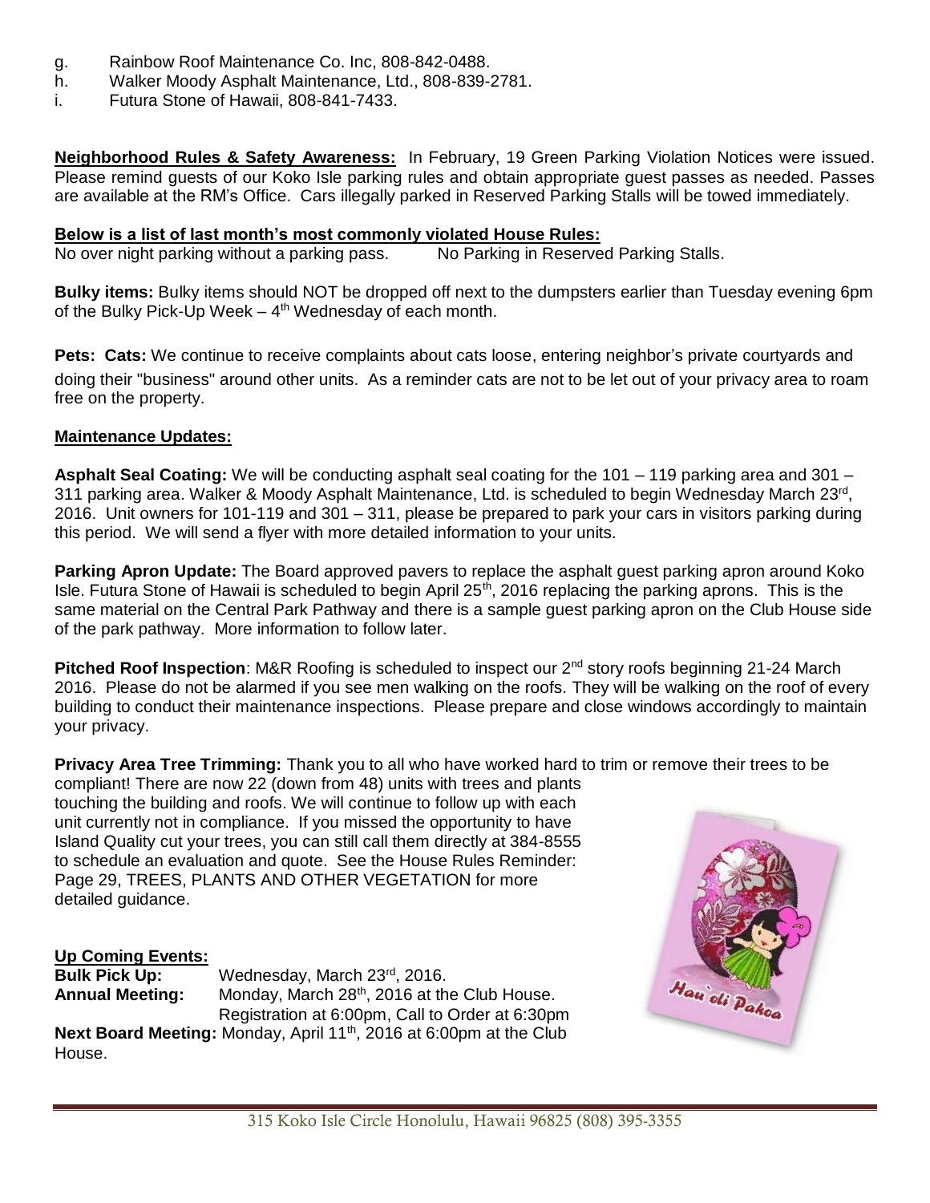g. Rainbow Roof Maintenance Co. Inc, 808-842-0488.
h. Walker Moody Asphalt Maintenance, Ltd., 808-839-2781.
i. Futura Stone of Hawaii, 808-841-7433.

**Neighborhood Rules & Safety Awareness:** In February, 19 Green Parking Violation Notices were issued. Please remind guests of our Koko Isle parking rules and obtain appropriate guest passes as needed. Passes are available at the RM's Office. Cars illegally parked in Reserved Parking Stalls will be towed immediately.

**Below is a list of last month's most commonly violated House Rules:**

No over night parking without a parking pass. No Parking in Reserved Parking Stalls.

**Bulky items:** Bulky items should NOT be dropped off next to the dumpsters earlier than Tuesday evening 6pm of the Bulky Pick-Up Week – 4th Wednesday of each month.

**Pets: Cats:** We continue to receive complaints about cats loose, entering neighbor's private courtyards and doing their "business" around other units. As a reminder cats are not to be let out of your privacy area to roam free on the property.

**Maintenance Updates:**

**Asphalt Seal Coating:** We will be conducting asphalt seal coating for the 101 – 119 parking area and 301 – 311 parking area. Walker & Moody Asphalt Maintenance, Ltd. is scheduled to begin Wednesday March 23rd, 2016. Unit owners for 101-119 and 301 – 311, please be prepared to park your cars in visitors parking during this period. We will send a flyer with more detailed information to your units.

**Parking Apron Update:** The Board approved pavers to replace the asphalt guest parking apron around Koko Isle. Futura Stone of Hawaii is scheduled to begin April 25th, 2016 replacing the parking aprons. This is the same material on the Central Park Pathway and there is a sample guest parking apron on the Club House side of the park pathway. More information to follow later.

**Pitched Roof Inspection**: M&R Roofing is scheduled to inspect our 2nd story roofs beginning 21-24 March 2016. Please do not be alarmed if you see men walking on the roofs. They will be walking on the roof of every building to conduct their maintenance inspections. Please prepare and close windows accordingly to maintain your privacy.

**Privacy Area Tree Trimming:** Thank you to all who have worked hard to trim or remove their trees to be compliant! There are now 22 (down from 48) units with trees and plants touching the building and roofs. We will continue to follow up with each unit currently not in compliance. If you missed the opportunity to have Island Quality cut your trees, you can still call them directly at 384-8555 to schedule an evaluation and quote. See the House Rules Reminder: Page 29, TREES, PLANTS AND OTHER VEGETATION for more detailed guidance.

**Up Coming Events:**

**Bulk Pick Up:** Wednesday, March 23rd, 2016.

**Annual Meeting:** Monday, March 28th, 2016 at the Club House. Registration at 6:00pm, Call to Order at 6:30pm

**Next Board Meeting:** Monday, April 11th, 2016 at 6:00pm at the Club House.

Hau`oli Pakoa

315 Koko Isle Circle Honolulu, Hawaii 96825 (808) 395-3355